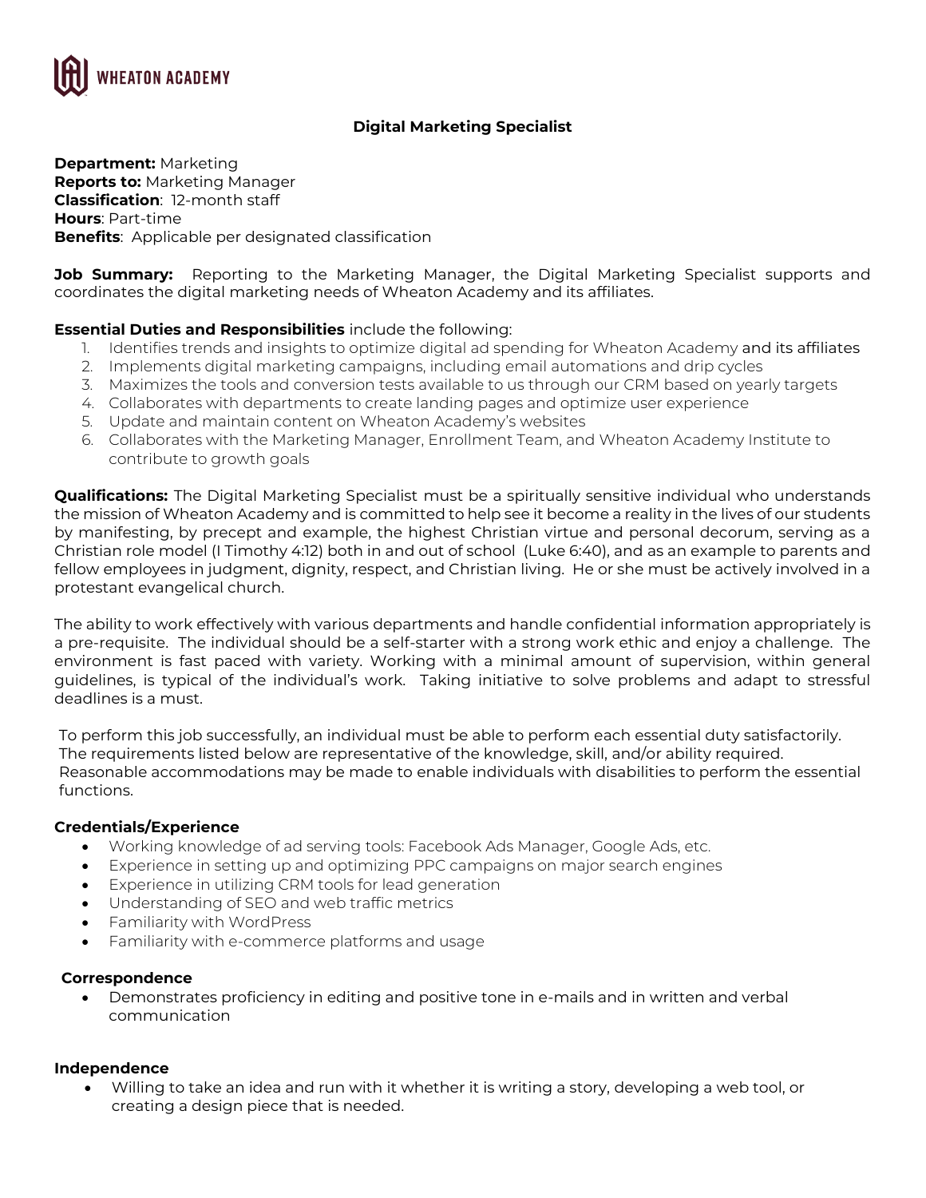WHEATON ACADEMY

# Digital Marketing Specialist

**Department:** Marketing
**Reports to:** Marketing Manager
**Classification**: 12-month staff
**Hours**: Part-time
**Benefits**: Applicable per designated classification

**Job Summary:** Reporting to the Marketing Manager, the Digital Marketing Specialist supports and coordinates the digital marketing needs of Wheaton Academy and its affiliates.

**Essential Duties and Responsibilities** include the following:

1. Identifies trends and insights to optimize digital ad spending for Wheaton Academy and its affiliates
2. Implements digital marketing campaigns, including email automations and drip cycles
3. Maximizes the tools and conversion tests available to us through our CRM based on yearly targets
4. Collaborates with departments to create landing pages and optimize user experience
5. Update and maintain content on Wheaton Academy's websites
6. Collaborates with the Marketing Manager, Enrollment Team, and Wheaton Academy Institute to contribute to growth goals

**Qualifications:** The Digital Marketing Specialist must be a spiritually sensitive individual who understands the mission of Wheaton Academy and is committed to help see it become a reality in the lives of our students by manifesting, by precept and example, the highest Christian virtue and personal decorum, serving as a Christian role model (I Timothy 4:12) both in and out of school (Luke 6:40), and as an example to parents and fellow employees in judgment, dignity, respect, and Christian living. He or she must be actively involved in a protestant evangelical church.

The ability to work effectively with various departments and handle confidential information appropriately is a pre-requisite. The individual should be a self-starter with a strong work ethic and enjoy a challenge. The environment is fast paced with variety. Working with a minimal amount of supervision, within general guidelines, is typical of the individual's work. Taking initiative to solve problems and adapt to stressful deadlines is a must.

To perform this job successfully, an individual must be able to perform each essential duty satisfactorily. The requirements listed below are representative of the knowledge, skill, and/or ability required. Reasonable accommodations may be made to enable individuals with disabilities to perform the essential functions.

### Credentials/Experience

- Working knowledge of ad serving tools: Facebook Ads Manager, Google Ads, etc.
- Experience in setting up and optimizing PPC campaigns on major search engines
- Experience in utilizing CRM tools for lead generation
- Understanding of SEO and web traffic metrics
- Familiarity with WordPress
- Familiarity with e-commerce platforms and usage

### Correspondence

- Demonstrates proficiency in editing and positive tone in e-mails and in written and verbal communication

### Independence

- Willing to take an idea and run with it whether it is writing a story, developing a web tool, or creating a design piece that is needed.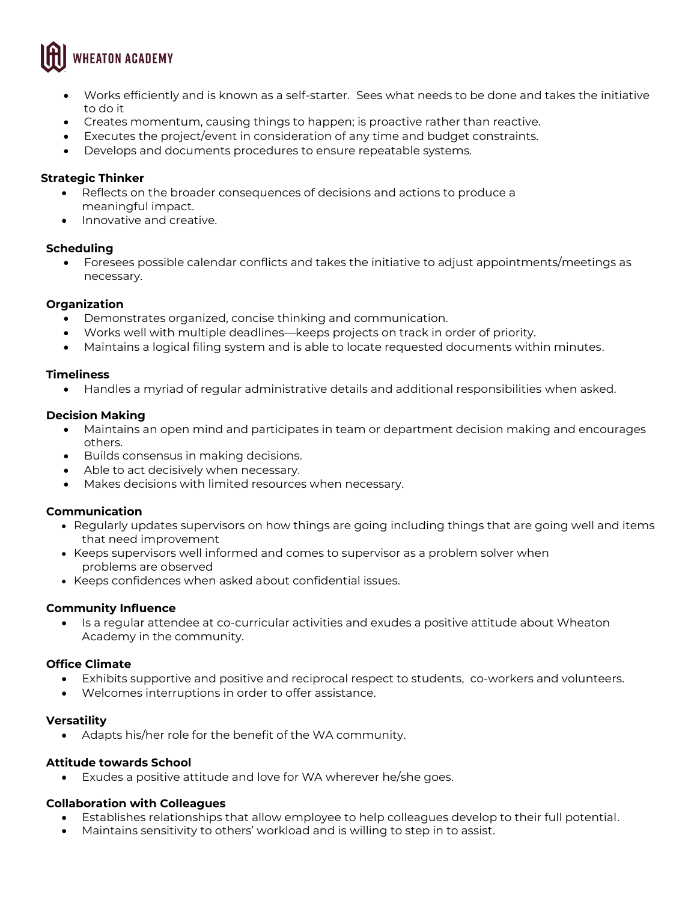- Works efficiently and is known as a self-starter.  Sees what needs to be done and takes the initiative to do it
- Creates momentum, causing things to happen; is proactive rather than reactive.
- Executes the project/event in consideration of any time and budget constraints.
- Develops and documents procedures to ensure repeatable systems.

**Strategic Thinker**

- Reflects on the broader consequences of decisions and actions to produce a meaningful impact.
- Innovative and creative.

**Scheduling**

- Foresees possible calendar conflicts and takes the initiative to adjust appointments/meetings as necessary.

**Organization**

- Demonstrates organized, concise thinking and communication.
- Works well with multiple deadlines—keeps projects on track in order of priority.
- Maintains a logical filing system and is able to locate requested documents within minutes.

**Timeliness**

- Handles a myriad of regular administrative details and additional responsibilities when asked.

**Decision Making**

- Maintains an open mind and participates in team or department decision making and encourages others.
- Builds consensus in making decisions.
- Able to act decisively when necessary.
- Makes decisions with limited resources when necessary.

**Communication**

- Regularly updates supervisors on how things are going including things that are going well and items that need improvement
- Keeps supervisors well informed and comes to supervisor as a problem solver when problems are observed
- Keeps confidences when asked about confidential issues.

**Community Influence**

- Is a regular attendee at co-curricular activities and exudes a positive attitude about Wheaton Academy in the community.

**Office Climate**

- Exhibits supportive and positive and reciprocal respect to students,  co-workers and volunteers.
- Welcomes interruptions in order to offer assistance.

**Versatility**

- Adapts his/her role for the benefit of the WA community.

**Attitude towards School**

- Exudes a positive attitude and love for WA wherever he/she goes.

**Collaboration with Colleagues**

- Establishes relationships that allow employee to help colleagues develop to their full potential.
- Maintains sensitivity to others' workload and is willing to step in to assist.